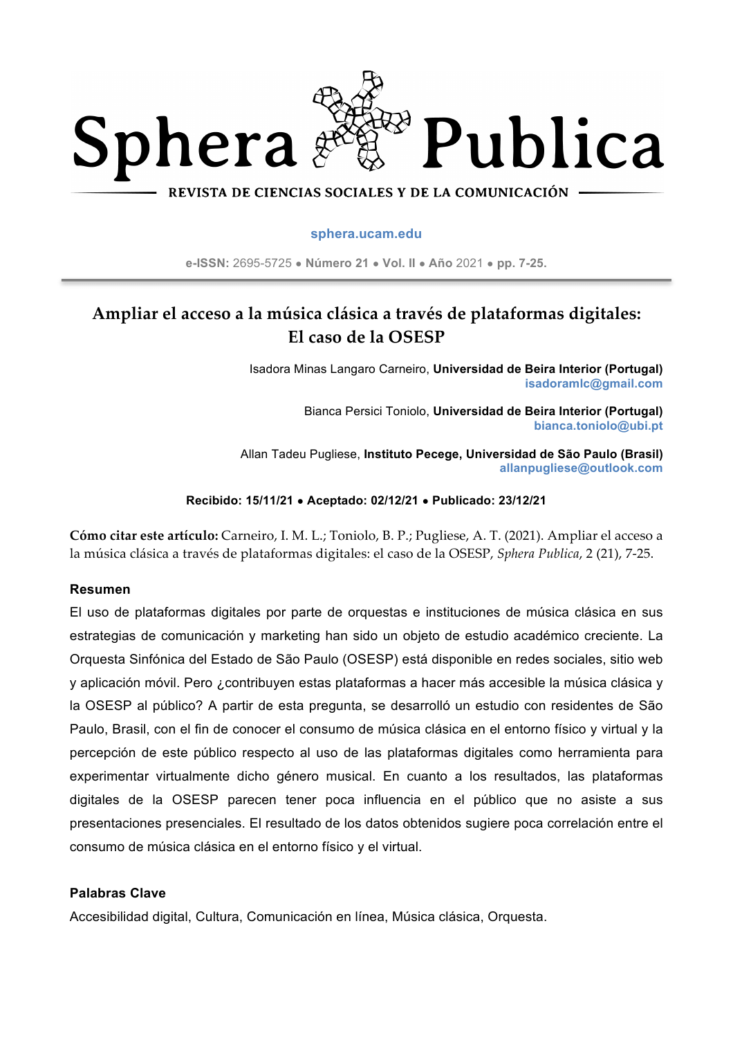# Sphera Publica

**REVISTA DE CIENCIAS SOCIALES Y DE LA COMUNICACIÓN**

sphera.ucam.edu

**e-ISSN:** 2695-5725 • **Número 21** • **Vol. II** • **Año** 2021 • **pp. 7-25.**

## Ampliar el acceso a la música clásica a través de plataformas digitales: El caso de la OSESP

Isadora Minas Langaro Carneiro, **Universidad de Beira Interior (Portugal)**
**isadoramlc@gmail.com**

Bianca Persici Toniolo, **Universidad de Beira Interior (Portugal)**
**bianca.toniolo@ubi.pt**

Allan Tadeu Pugliese, **Instituto Pecege, Universidad de São Paulo (Brasil)**
**allanpugliese@outlook.com**

**Recibido: 15/11/21 • Aceptado: 02/12/21 • Publicado: 23/12/21**

**Cómo citar este artículo:** Carneiro, I. M. L.; Toniolo, B. P.; Pugliese, A. T. (2021). Ampliar el acceso a la música clásica a través de plataformas digitales: el caso de la OSESP, *Sphera Publica*, 2 (21), 7-25.

### Resumen

El uso de plataformas digitales por parte de orquestas e instituciones de música clásica en sus estrategias de comunicación y marketing han sido un objeto de estudio académico creciente. La Orquesta Sinfónica del Estado de São Paulo (OSESP) está disponible en redes sociales, sitio web y aplicación móvil. Pero ¿contribuyen estas plataformas a hacer más accesible la música clásica y la OSESP al público? A partir de esta pregunta, se desarrolló un estudio con residentes de São Paulo, Brasil, con el fin de conocer el consumo de música clásica en el entorno físico y virtual y la percepción de este público respecto al uso de las plataformas digitales como herramienta para experimentar virtualmente dicho género musical. En cuanto a los resultados, las plataformas digitales de la OSESP parecen tener poca influencia en el público que no asiste a sus presentaciones presenciales. El resultado de los datos obtenidos sugiere poca correlación entre el consumo de música clásica en el entorno físico y el virtual.

### Palabras Clave

Accesibilidad digital, Cultura, Comunicación en línea, Música clásica, Orquesta.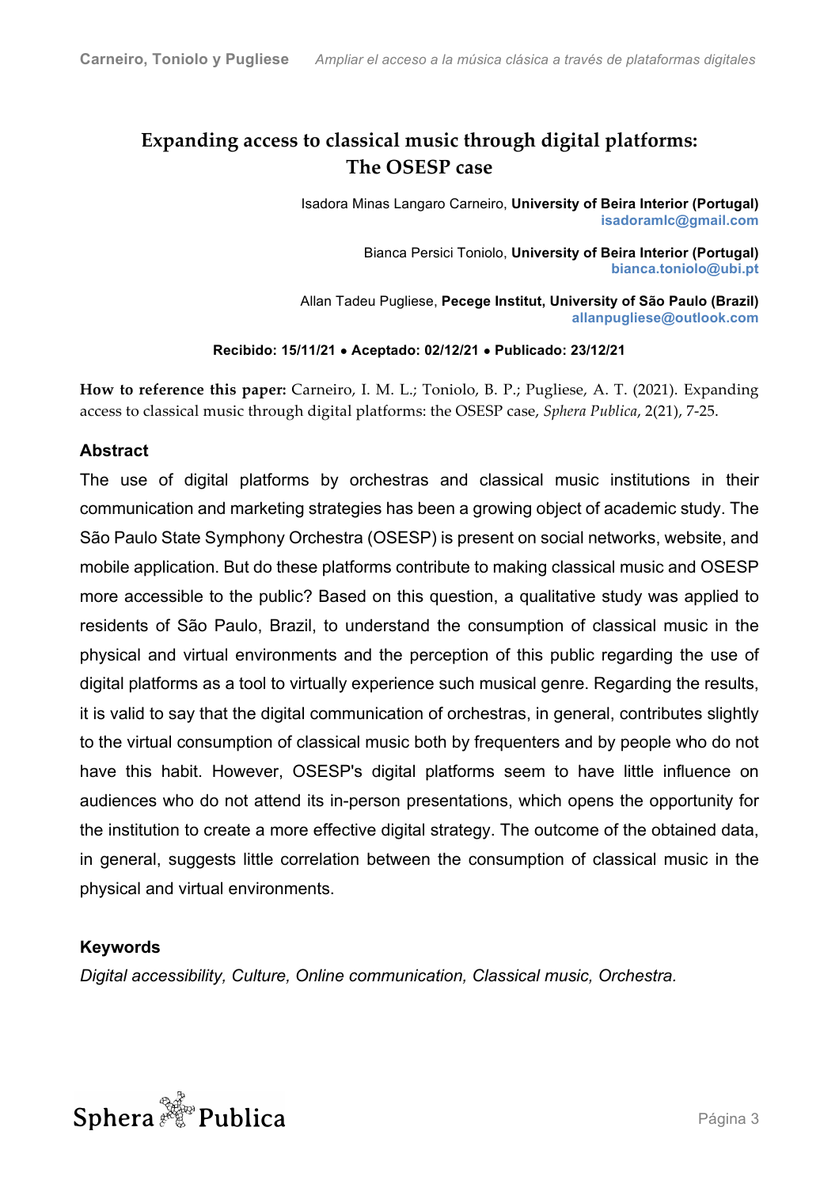# Expanding access to classical music through digital platforms: The OSESP case

Isadora Minas Langaro Carneiro, **University of Beira Interior (Portugal)**
**isadoramlc@gmail.com**

Bianca Persici Toniolo, **University of Beira Interior (Portugal)**
**bianca.toniolo@ubi.pt**

Allan Tadeu Pugliese, **Pecege Institut, University of São Paulo (Brazil)**
**allanpugliese@outlook.com**

**Recibido: 15/11/21 • Aceptado: 02/12/21 • Publicado: 23/12/21**

**How to reference this paper:** Carneiro, I. M. L.; Toniolo, B. P.; Pugliese, A. T. (2021). Expanding access to classical music through digital platforms: the OSESP case, *Sphera Publica*, 2(21), 7-25.

## Abstract

The use of digital platforms by orchestras and classical music institutions in their communication and marketing strategies has been a growing object of academic study. The São Paulo State Symphony Orchestra (OSESP) is present on social networks, website, and mobile application. But do these platforms contribute to making classical music and OSESP more accessible to the public? Based on this question, a qualitative study was applied to residents of São Paulo, Brazil, to understand the consumption of classical music in the physical and virtual environments and the perception of this public regarding the use of digital platforms as a tool to virtually experience such musical genre. Regarding the results, it is valid to say that the digital communication of orchestras, in general, contributes slightly to the virtual consumption of classical music both by frequenters and by people who do not have this habit. However, OSESP's digital platforms seem to have little influence on audiences who do not attend its in-person presentations, which opens the opportunity for the institution to create a more effective digital strategy. The outcome of the obtained data, in general, suggests little correlation between the consumption of classical music in the physical and virtual environments.

## Keywords

*Digital accessibility, Culture, Online communication, Classical music, Orchestra.*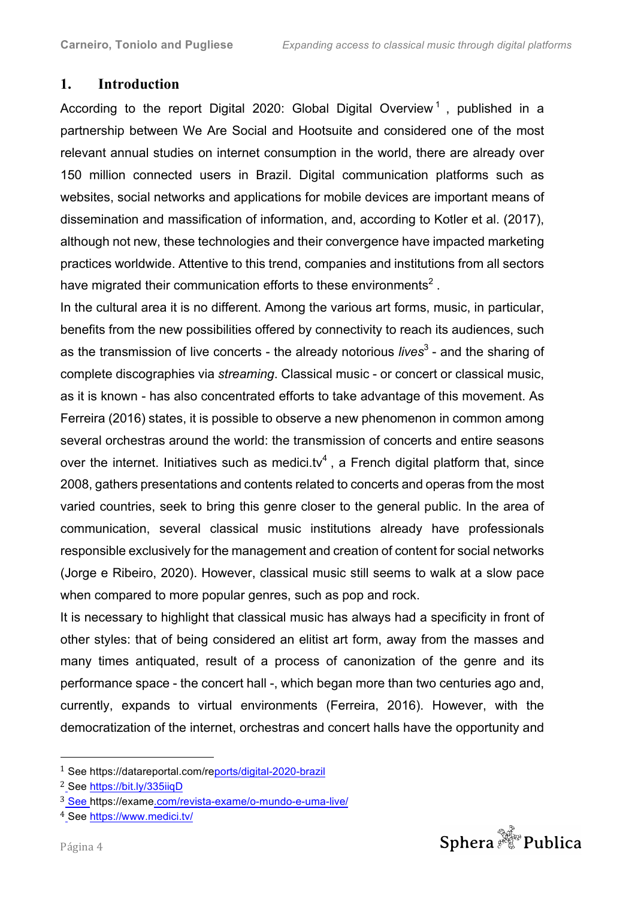## 1. Introduction

According to the report Digital 2020: Global Digital Overview[1], published in a partnership between We Are Social and Hootsuite and considered one of the most relevant annual studies on internet consumption in the world, there are already over 150 million connected users in Brazil. Digital communication platforms such as websites, social networks and applications for mobile devices are important means of dissemination and massification of information, and, according to Kotler et al. (2017), although not new, these technologies and their convergence have impacted marketing practices worldwide. Attentive to this trend, companies and institutions from all sectors have migrated their communication efforts to these environments[2].

In the cultural area it is no different. Among the various art forms, music, in particular, benefits from the new possibilities offered by connectivity to reach its audiences, such as the transmission of live concerts - the already notorious *lives*[3] - and the sharing of complete discographies via *streaming*. Classical music - or concert or classical music, as it is known - has also concentrated efforts to take advantage of this movement. As Ferreira (2016) states, it is possible to observe a new phenomenon in common among several orchestras around the world: the transmission of concerts and entire seasons over the internet. Initiatives such as medici.tv[4], a French digital platform that, since 2008, gathers presentations and contents related to concerts and operas from the most varied countries, seek to bring this genre closer to the general public. In the area of communication, several classical music institutions already have professionals responsible exclusively for the management and creation of content for social networks (Jorge e Ribeiro, 2020). However, classical music still seems to walk at a slow pace when compared to more popular genres, such as pop and rock.

It is necessary to highlight that classical music has always had a specificity in front of other styles: that of being considered an elitist art form, away from the masses and many times antiquated, result of a process of canonization of the genre and its performance space - the concert hall -, which began more than two centuries ago and, currently, expands to virtual environments (Ferreira, 2016). However, with the democratization of the internet, orchestras and concert halls have the opportunity and

---

[1] See https://datareportal.com/reports/digital-2020-brazil

[2] See https://bit.ly/335iiqD

[3] See https://exame.com/revista-exame/o-mundo-e-uma-live/

[4] See https://www.medici.tv/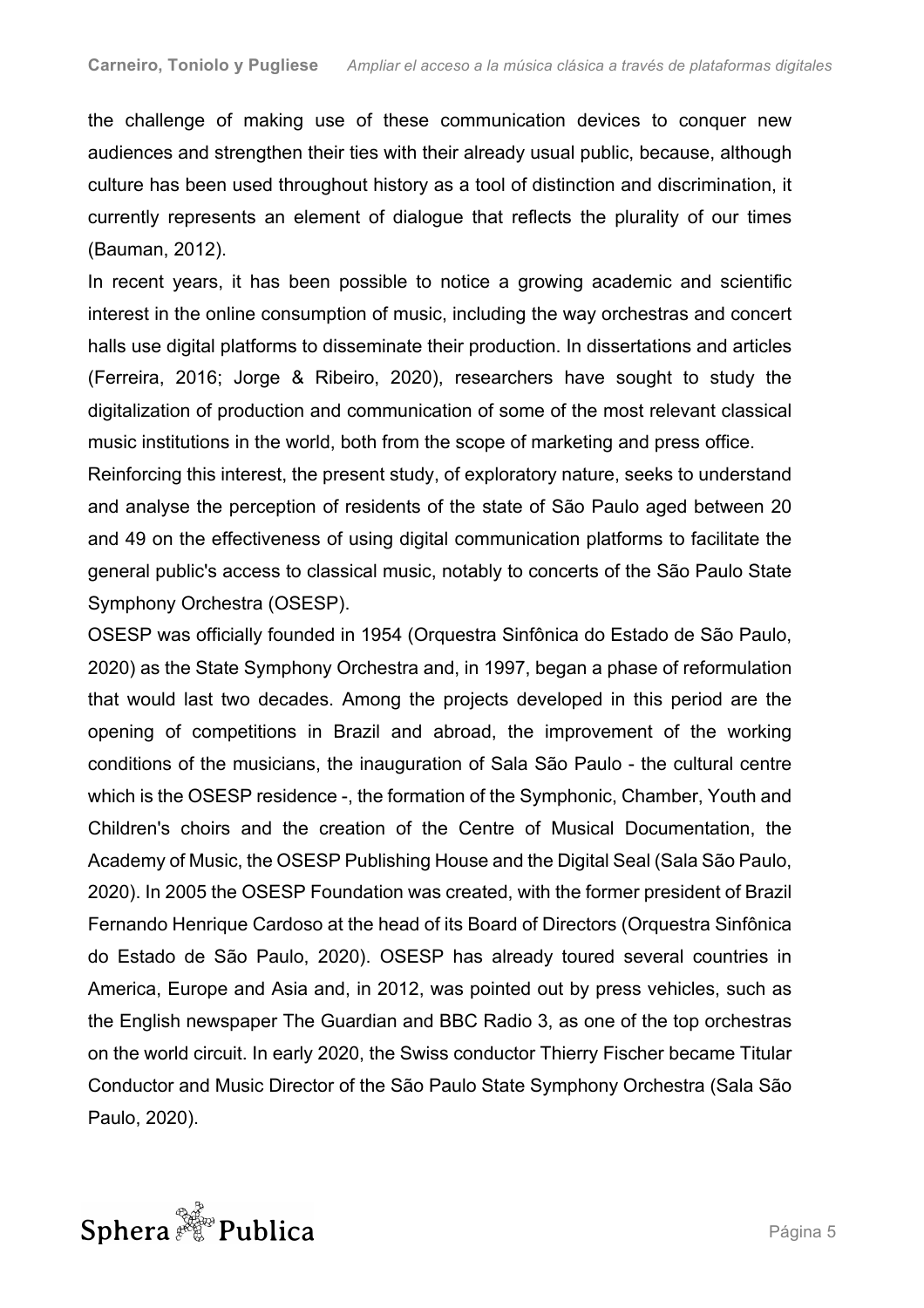the challenge of making use of these communication devices to conquer new audiences and strengthen their ties with their already usual public, because, although culture has been used throughout history as a tool of distinction and discrimination, it currently represents an element of dialogue that reflects the plurality of our times (Bauman, 2012).

In recent years, it has been possible to notice a growing academic and scientific interest in the online consumption of music, including the way orchestras and concert halls use digital platforms to disseminate their production. In dissertations and articles (Ferreira, 2016; Jorge & Ribeiro, 2020), researchers have sought to study the digitalization of production and communication of some of the most relevant classical music institutions in the world, both from the scope of marketing and press office.

Reinforcing this interest, the present study, of exploratory nature, seeks to understand and analyse the perception of residents of the state of São Paulo aged between 20 and 49 on the effectiveness of using digital communication platforms to facilitate the general public's access to classical music, notably to concerts of the São Paulo State Symphony Orchestra (OSESP).

OSESP was officially founded in 1954 (Orquestra Sinfônica do Estado de São Paulo, 2020) as the State Symphony Orchestra and, in 1997, began a phase of reformulation that would last two decades. Among the projects developed in this period are the opening of competitions in Brazil and abroad, the improvement of the working conditions of the musicians, the inauguration of Sala São Paulo - the cultural centre which is the OSESP residence -, the formation of the Symphonic, Chamber, Youth and Children's choirs and the creation of the Centre of Musical Documentation, the Academy of Music, the OSESP Publishing House and the Digital Seal (Sala São Paulo, 2020). In 2005 the OSESP Foundation was created, with the former president of Brazil Fernando Henrique Cardoso at the head of its Board of Directors (Orquestra Sinfônica do Estado de São Paulo, 2020). OSESP has already toured several countries in America, Europe and Asia and, in 2012, was pointed out by press vehicles, such as the English newspaper The Guardian and BBC Radio 3, as one of the top orchestras on the world circuit. In early 2020, the Swiss conductor Thierry Fischer became Titular Conductor and Music Director of the São Paulo State Symphony Orchestra (Sala São Paulo, 2020).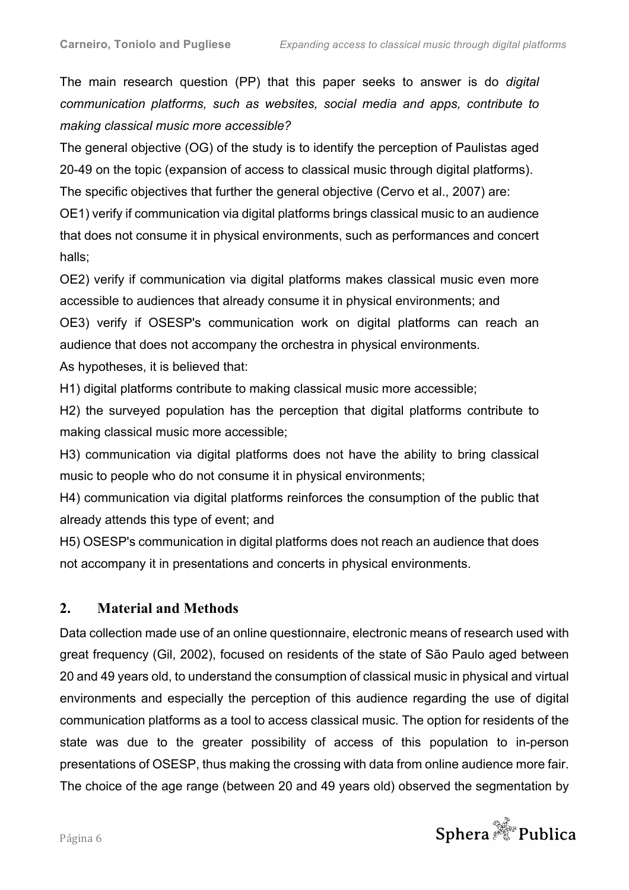The main research question (PP) that this paper seeks to answer is do *digital communication platforms, such as websites, social media and apps, contribute to making classical music more accessible?*

The general objective (OG) of the study is to identify the perception of Paulistas aged 20-49 on the topic (expansion of access to classical music through digital platforms).

The specific objectives that further the general objective (Cervo et al., 2007) are:

OE1) verify if communication via digital platforms brings classical music to an audience that does not consume it in physical environments, such as performances and concert halls;

OE2) verify if communication via digital platforms makes classical music even more accessible to audiences that already consume it in physical environments; and

OE3) verify if OSESP's communication work on digital platforms can reach an audience that does not accompany the orchestra in physical environments.

As hypotheses, it is believed that:

H1) digital platforms contribute to making classical music more accessible;

H2) the surveyed population has the perception that digital platforms contribute to making classical music more accessible;

H3) communication via digital platforms does not have the ability to bring classical music to people who do not consume it in physical environments;

H4) communication via digital platforms reinforces the consumption of the public that already attends this type of event; and

H5) OSESP's communication in digital platforms does not reach an audience that does not accompany it in presentations and concerts in physical environments.

## 2. Material and Methods

Data collection made use of an online questionnaire, electronic means of research used with great frequency (Gil, 2002), focused on residents of the state of São Paulo aged between 20 and 49 years old, to understand the consumption of classical music in physical and virtual environments and especially the perception of this audience regarding the use of digital communication platforms as a tool to access classical music. The option for residents of the state was due to the greater possibility of access of this population to in-person presentations of OSESP, thus making the crossing with data from online audience more fair. The choice of the age range (between 20 and 49 years old) observed the segmentation by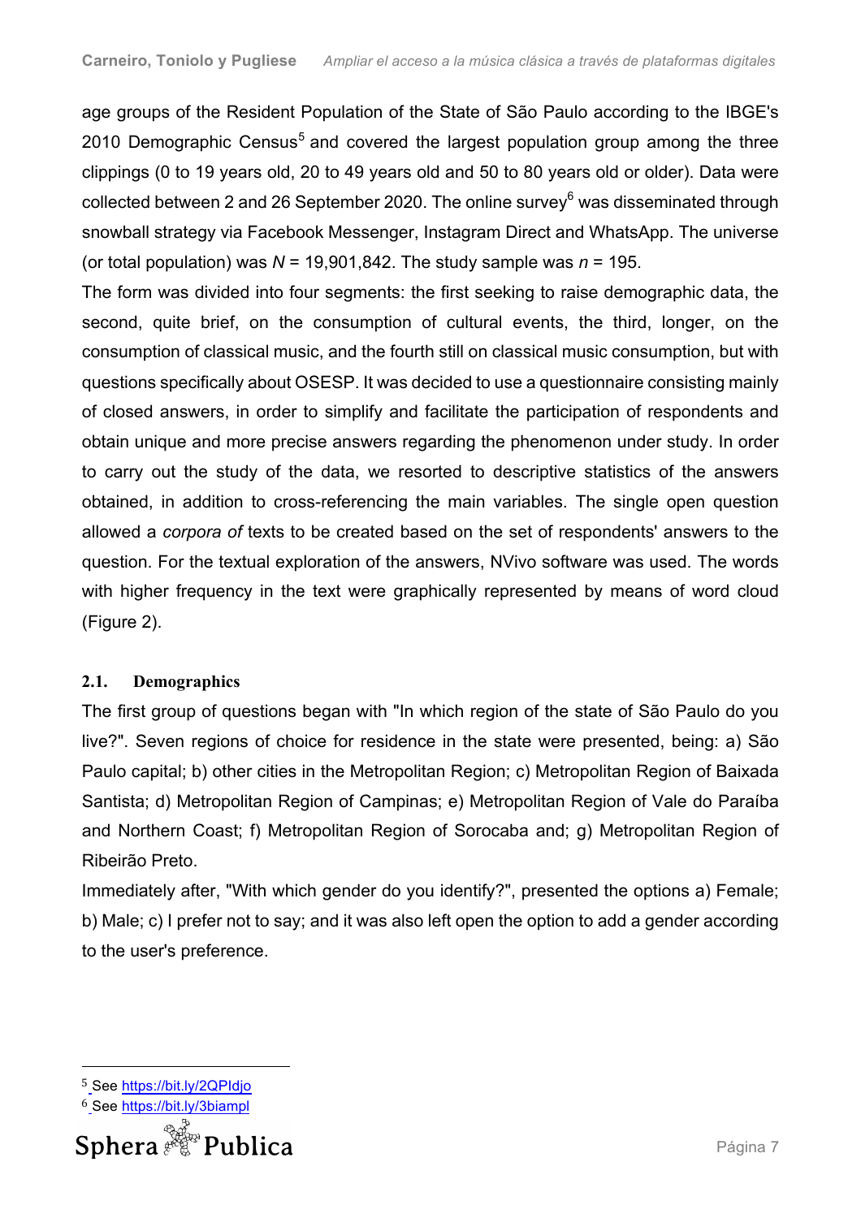age groups of the Resident Population of the State of São Paulo according to the IBGE's 2010 Demographic Census[5] and covered the largest population group among the three clippings (0 to 19 years old, 20 to 49 years old and 50 to 80 years old or older). Data were collected between 2 and 26 September 2020. The online survey[6] was disseminated through snowball strategy via Facebook Messenger, Instagram Direct and WhatsApp. The universe (or total population) was $N$ = 19,901,842. The study sample was $n$ = 195.

The form was divided into four segments: the first seeking to raise demographic data, the second, quite brief, on the consumption of cultural events, the third, longer, on the consumption of classical music, and the fourth still on classical music consumption, but with questions specifically about OSESP. It was decided to use a questionnaire consisting mainly of closed answers, in order to simplify and facilitate the participation of respondents and obtain unique and more precise answers regarding the phenomenon under study. In order to carry out the study of the data, we resorted to descriptive statistics of the answers obtained, in addition to cross-referencing the main variables. The single open question allowed a *corpora of* texts to be created based on the set of respondents' answers to the question. For the textual exploration of the answers, NVivo software was used. The words with higher frequency in the text were graphically represented by means of word cloud (Figure 2).

### 2.1. Demographics

The first group of questions began with "In which region of the state of São Paulo do you live?". Seven regions of choice for residence in the state were presented, being: a) São Paulo capital; b) other cities in the Metropolitan Region; c) Metropolitan Region of Baixada Santista; d) Metropolitan Region of Campinas; e) Metropolitan Region of Vale do Paraíba and Northern Coast; f) Metropolitan Region of Sorocaba and; g) Metropolitan Region of Ribeirão Preto.

Immediately after, "With which gender do you identify?", presented the options a) Female; b) Male; c) I prefer not to say; and it was also left open the option to add a gender according to the user's preference.

[5] See https://bit.ly/2QPIdjo

[6] See https://bit.ly/3biampl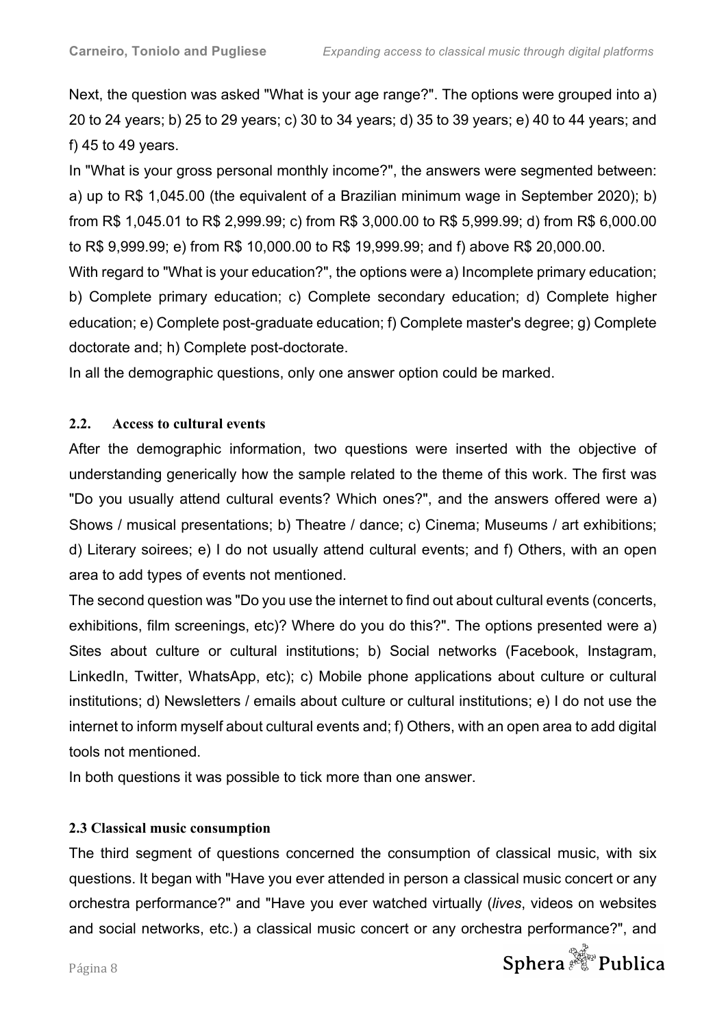Next, the question was asked "What is your age range?". The options were grouped into a) 20 to 24 years; b) 25 to 29 years; c) 30 to 34 years; d) 35 to 39 years; e) 40 to 44 years; and f) 45 to 49 years.

In "What is your gross personal monthly income?", the answers were segmented between: a) up to R$ 1,045.00 (the equivalent of a Brazilian minimum wage in September 2020); b) from R$ 1,045.01 to R$ 2,999.99; c) from R$ 3,000.00 to R$ 5,999.99; d) from R$ 6,000.00 to R$ 9,999.99; e) from R$ 10,000.00 to R$ 19,999.99; and f) above R$ 20,000.00.

With regard to "What is your education?", the options were a) Incomplete primary education; b) Complete primary education; c) Complete secondary education; d) Complete higher education; e) Complete post-graduate education; f) Complete master's degree; g) Complete doctorate and; h) Complete post-doctorate.

In all the demographic questions, only one answer option could be marked.

## 2.2. Access to cultural events

After the demographic information, two questions were inserted with the objective of understanding generically how the sample related to the theme of this work. The first was "Do you usually attend cultural events? Which ones?", and the answers offered were a) Shows / musical presentations; b) Theatre / dance; c) Cinema; Museums / art exhibitions; d) Literary soirees; e) I do not usually attend cultural events; and f) Others, with an open area to add types of events not mentioned.

The second question was "Do you use the internet to find out about cultural events (concerts, exhibitions, film screenings, etc)? Where do you do this?". The options presented were a) Sites about culture or cultural institutions; b) Social networks (Facebook, Instagram, LinkedIn, Twitter, WhatsApp, etc); c) Mobile phone applications about culture or cultural institutions; d) Newsletters / emails about culture or cultural institutions; e) I do not use the internet to inform myself about cultural events and; f) Others, with an open area to add digital tools not mentioned.

In both questions it was possible to tick more than one answer.

## 2.3 Classical music consumption

The third segment of questions concerned the consumption of classical music, with six questions. It began with "Have you ever attended in person a classical music concert or any orchestra performance?" and "Have you ever watched virtually (*lives*, videos on websites and social networks, etc.) a classical music concert or any orchestra performance?", and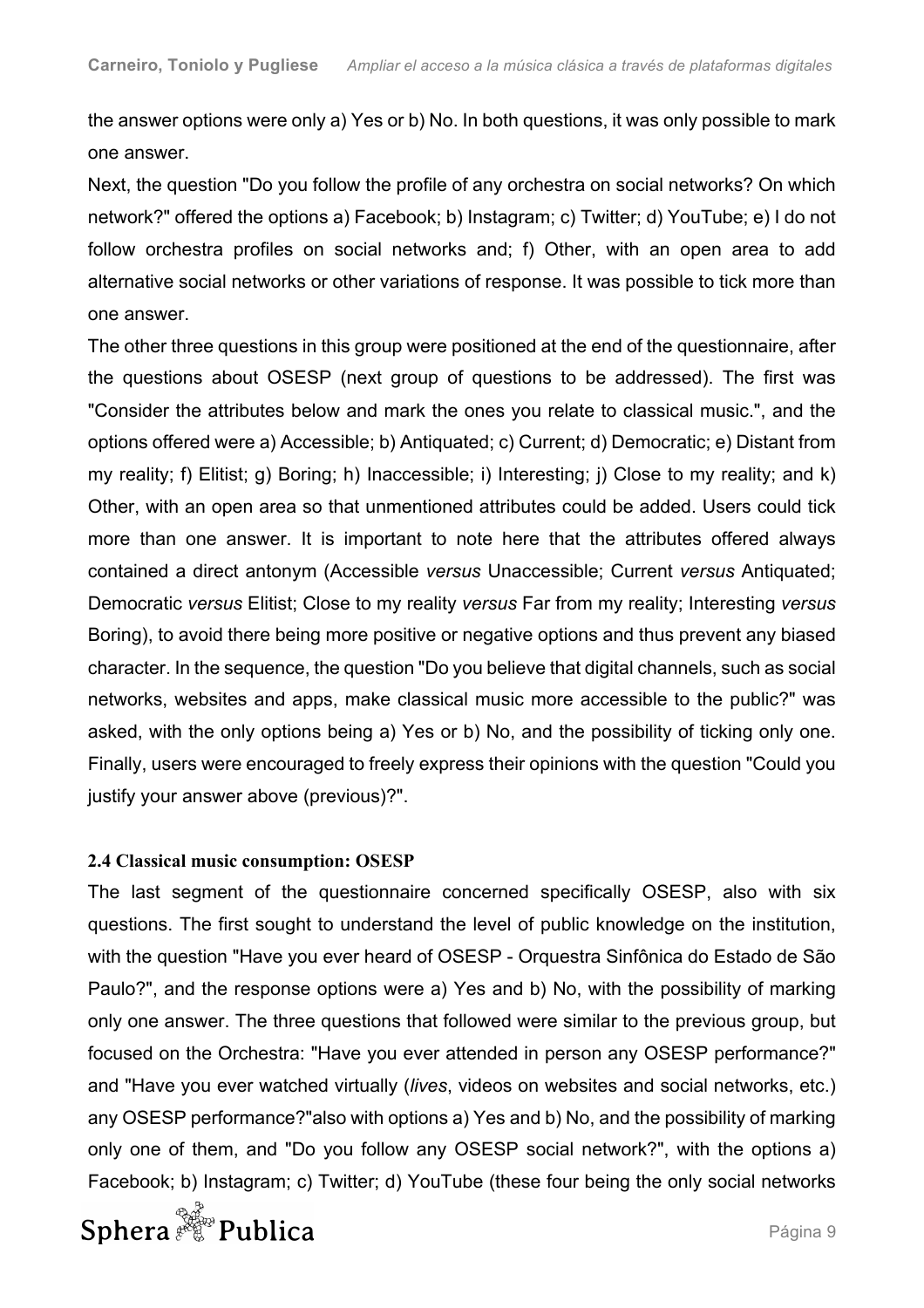the answer options were only a) Yes or b) No. In both questions, it was only possible to mark one answer.

Next, the question "Do you follow the profile of any orchestra on social networks? On which network?" offered the options a) Facebook; b) Instagram; c) Twitter; d) YouTube; e) I do not follow orchestra profiles on social networks and; f) Other, with an open area to add alternative social networks or other variations of response. It was possible to tick more than one answer.

The other three questions in this group were positioned at the end of the questionnaire, after the questions about OSESP (next group of questions to be addressed). The first was "Consider the attributes below and mark the ones you relate to classical music.", and the options offered were a) Accessible; b) Antiquated; c) Current; d) Democratic; e) Distant from my reality; f) Elitist; g) Boring; h) Inaccessible; i) Interesting; j) Close to my reality; and k) Other, with an open area so that unmentioned attributes could be added. Users could tick more than one answer. It is important to note here that the attributes offered always contained a direct antonym (Accessible *versus* Unaccessible; Current *versus* Antiquated; Democratic *versus* Elitist; Close to my reality *versus* Far from my reality; Interesting *versus* Boring), to avoid there being more positive or negative options and thus prevent any biased character. In the sequence, the question "Do you believe that digital channels, such as social networks, websites and apps, make classical music more accessible to the public?" was asked, with the only options being a) Yes or b) No, and the possibility of ticking only one. Finally, users were encouraged to freely express their opinions with the question "Could you justify your answer above (previous)?".

### 2.4 Classical music consumption: OSESP

The last segment of the questionnaire concerned specifically OSESP, also with six questions. The first sought to understand the level of public knowledge on the institution, with the question "Have you ever heard of OSESP - Orquestra Sinfônica do Estado de São Paulo?", and the response options were a) Yes and b) No, with the possibility of marking only one answer. The three questions that followed were similar to the previous group, but focused on the Orchestra: "Have you ever attended in person any OSESP performance?" and "Have you ever watched virtually (*lives*, videos on websites and social networks, etc.) any OSESP performance?"also with options a) Yes and b) No, and the possibility of marking only one of them, and "Do you follow any OSESP social network?", with the options a) Facebook; b) Instagram; c) Twitter; d) YouTube (these four being the only social networks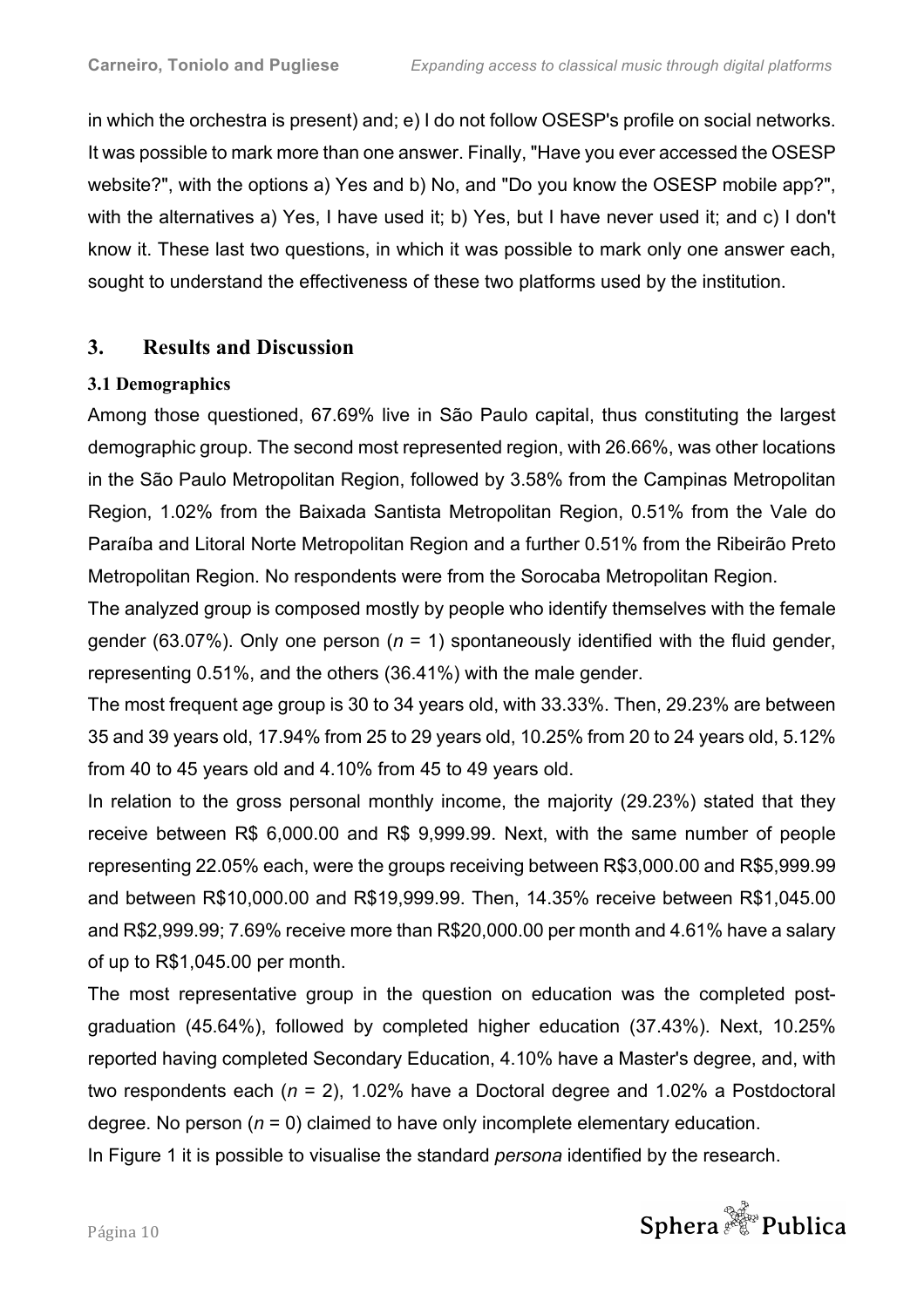in which the orchestra is present) and; e) I do not follow OSESP's profile on social networks. It was possible to mark more than one answer. Finally, "Have you ever accessed the OSESP website?", with the options a) Yes and b) No, and "Do you know the OSESP mobile app?", with the alternatives a) Yes, I have used it; b) Yes, but I have never used it; and c) I don't know it. These last two questions, in which it was possible to mark only one answer each, sought to understand the effectiveness of these two platforms used by the institution.

## 3. Results and Discussion

### 3.1 Demographics

Among those questioned, 67.69% live in São Paulo capital, thus constituting the largest demographic group. The second most represented region, with 26.66%, was other locations in the São Paulo Metropolitan Region, followed by 3.58% from the Campinas Metropolitan Region, 1.02% from the Baixada Santista Metropolitan Region, 0.51% from the Vale do Paraíba and Litoral Norte Metropolitan Region and a further 0.51% from the Ribeirão Preto Metropolitan Region. No respondents were from the Sorocaba Metropolitan Region.

The analyzed group is composed mostly by people who identify themselves with the female gender (63.07%). Only one person ($n$ = 1) spontaneously identified with the fluid gender, representing 0.51%, and the others (36.41%) with the male gender.

The most frequent age group is 30 to 34 years old, with 33.33%. Then, 29.23% are between 35 and 39 years old, 17.94% from 25 to 29 years old, 10.25% from 20 to 24 years old, 5.12% from 40 to 45 years old and 4.10% from 45 to 49 years old.

In relation to the gross personal monthly income, the majority (29.23%) stated that they receive between R$ 6,000.00 and R$ 9,999.99. Next, with the same number of people representing 22.05% each, were the groups receiving between R$3,000.00 and R$5,999.99 and between R$10,000.00 and R$19,999.99. Then, 14.35% receive between R$1,045.00 and R$2,999.99; 7.69% receive more than R$20,000.00 per month and 4.61% have a salary of up to R$1,045.00 per month.

The most representative group in the question on education was the completed post-graduation (45.64%), followed by completed higher education (37.43%). Next, 10.25% reported having completed Secondary Education, 4.10% have a Master's degree, and, with two respondents each ($n$ = 2), 1.02% have a Doctoral degree and 1.02% a Postdoctoral degree. No person ($n$ = 0) claimed to have only incomplete elementary education.

In Figure 1 it is possible to visualise the standard *persona* identified by the research.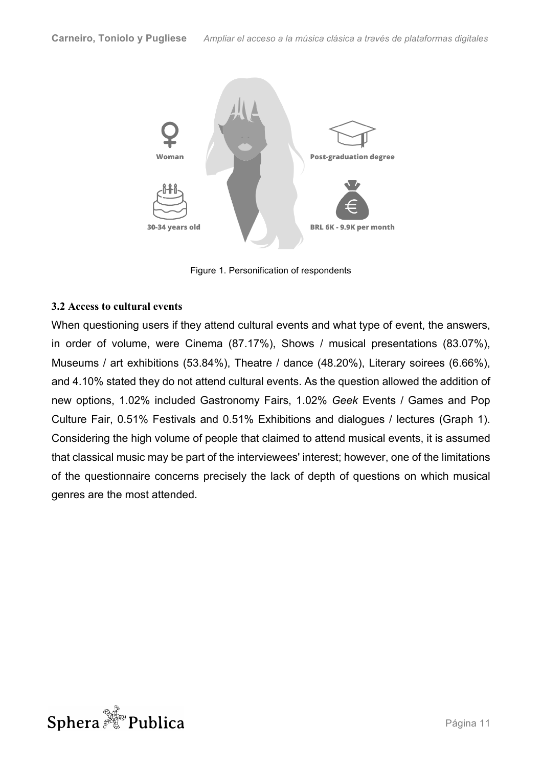Figure 1. Personification of respondents

### 3.2 Access to cultural events

When questioning users if they attend cultural events and what type of event, the answers, in order of volume, were Cinema (87.17%), Shows / musical presentations (83.07%), Museums / art exhibitions (53.84%), Theatre / dance (48.20%), Literary soirees (6.66%), and 4.10% stated they do not attend cultural events. As the question allowed the addition of new options, 1.02% included Gastronomy Fairs, 1.02% *Geek* Events / Games and Pop Culture Fair, 0.51% Festivals and 0.51% Exhibitions and dialogues / lectures (Graph 1). Considering the high volume of people that claimed to attend musical events, it is assumed that classical music may be part of the interviewees' interest; however, one of the limitations of the questionnaire concerns precisely the lack of depth of questions on which musical genres are the most attended.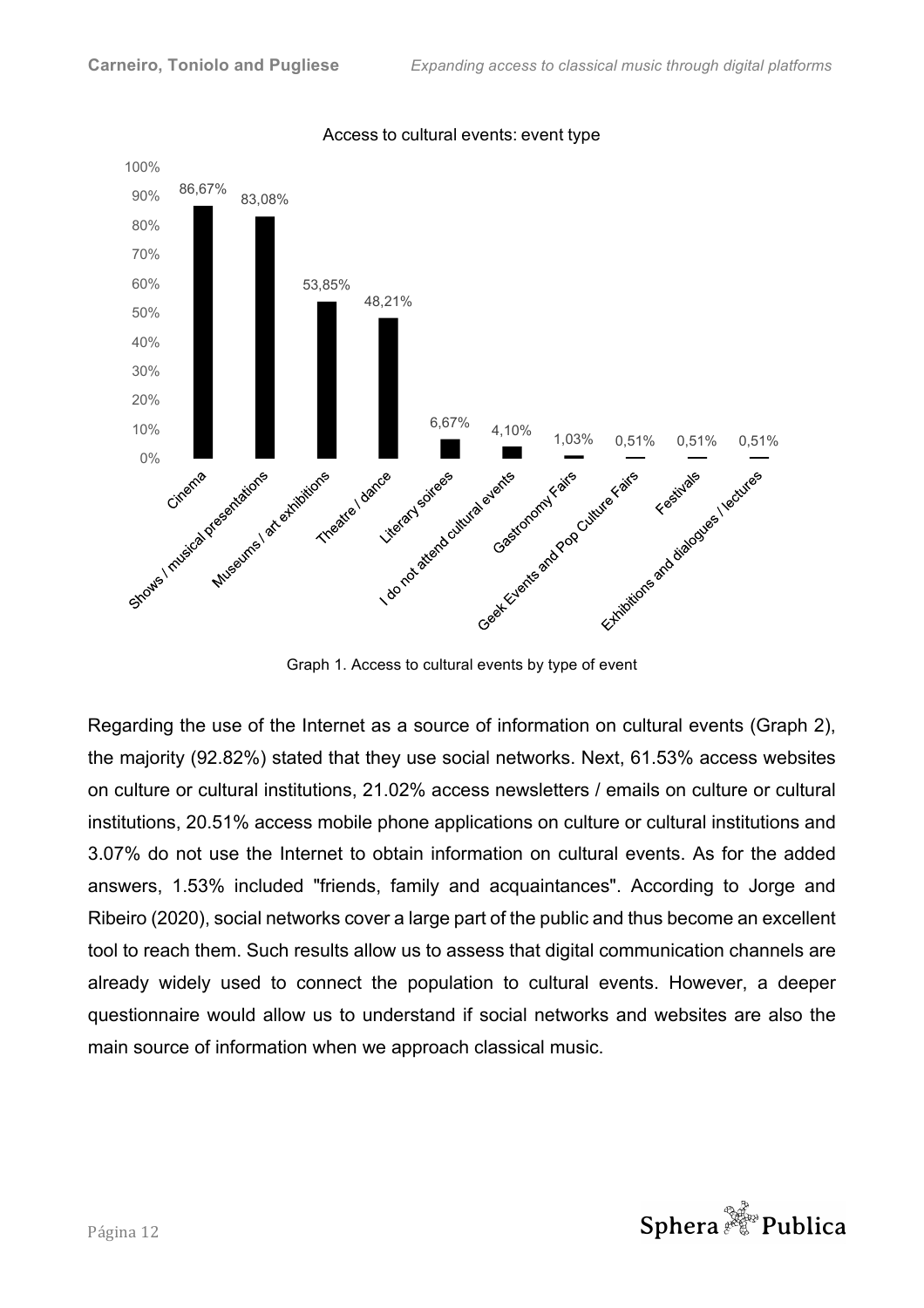Access to cultural events: event type

| Event type | Percentage |
|---|---|
| Cinema | 86,67% |
| Shows / musical presentations | 83,08% |
| Museums / art exhibitions | 53,85% |
| Theatre / dance | 48,21% |
| Literary soirees | 6,67% |
| I do not attend cultural events | 4,10% |
| Gastronomy Fairs | 1,03% |
| Geek Events and Pop Culture Fairs | 0,51% |
| Festivals | 0,51% |
| Exhibitions and dialogues / lectures | 0,51% |

Graph 1. Access to cultural events by type of event

Regarding the use of the Internet as a source of information on cultural events (Graph 2), the majority (92.82%) stated that they use social networks. Next, 61.53% access websites on culture or cultural institutions, 21.02% access newsletters / emails on culture or cultural institutions, 20.51% access mobile phone applications on culture or cultural institutions and 3.07% do not use the Internet to obtain information on cultural events. As for the added answers, 1.53% included "friends, family and acquaintances". According to Jorge and Ribeiro (2020), social networks cover a large part of the public and thus become an excellent tool to reach them. Such results allow us to assess that digital communication channels are already widely used to connect the population to cultural events. However, a deeper questionnaire would allow us to understand if social networks and websites are also the main source of information when we approach classical music.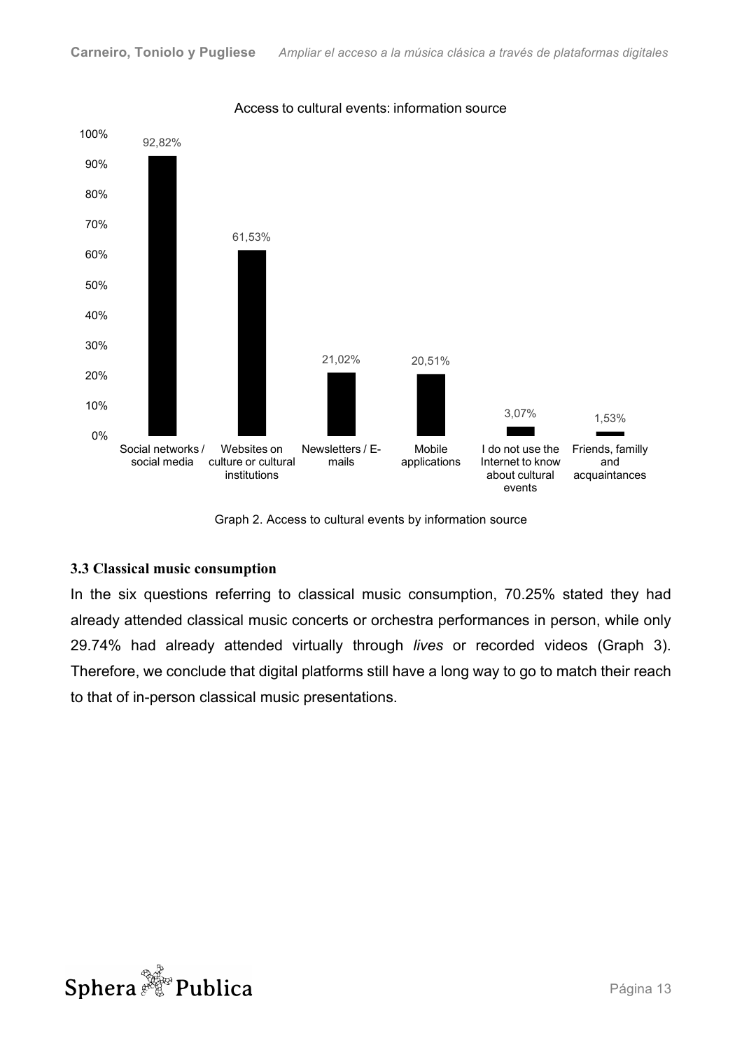Access to cultural events: information source

| Information source | % |
| --- | --- |
| Social networks / social media | 92,82% |
| Websites on culture or cultural institutions | 61,53% |
| Newsletters / E-mails | 21,02% |
| Mobile applications | 20,51% |
| I do not use the Internet to know about cultural events | 3,07% |
| Friends, familly and acquaintances | 1,53% |

Graph 2. Access to cultural events by information source

### 3.3 Classical music consumption

In the six questions referring to classical music consumption, 70.25% stated they had already attended classical music concerts or orchestra performances in person, while only 29.74% had already attended virtually through *lives* or recorded videos (Graph 3). Therefore, we conclude that digital platforms still have a long way to go to match their reach to that of in-person classical music presentations.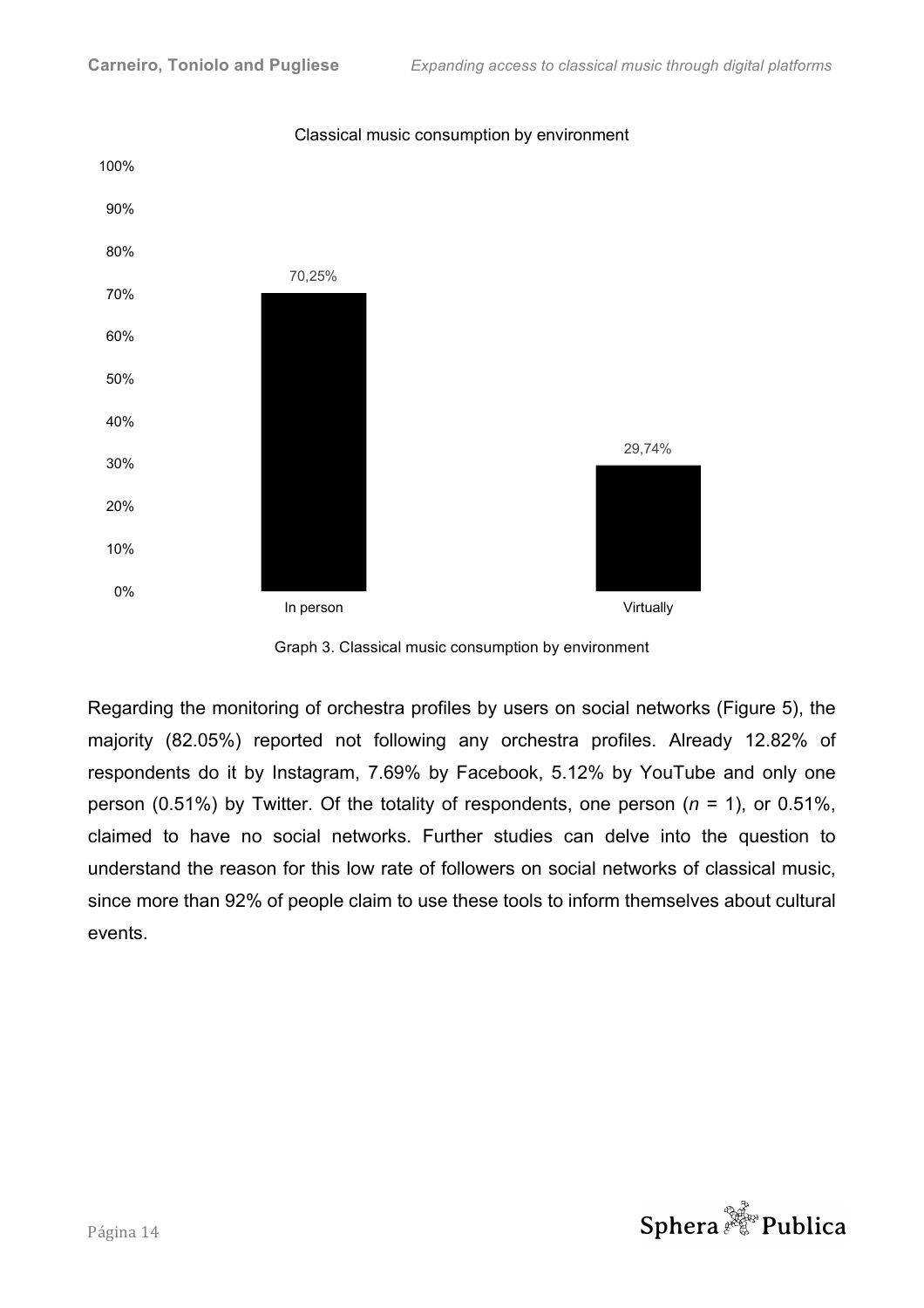Classical music consumption by environment

| Environment | Percentage |
| --- | --- |
| In person | 70,25% |
| Virtually | 29,74% |

Graph 3. Classical music consumption by environment

Regarding the monitoring of orchestra profiles by users on social networks (Figure 5), the majority (82.05%) reported not following any orchestra profiles. Already 12.82% of respondents do it by Instagram, 7.69% by Facebook, 5.12% by YouTube and only one person (0.51%) by Twitter. Of the totality of respondents, one person ($n$ = 1), or 0.51%, claimed to have no social networks. Further studies can delve into the question to understand the reason for this low rate of followers on social networks of classical music, since more than 92% of people claim to use these tools to inform themselves about cultural events.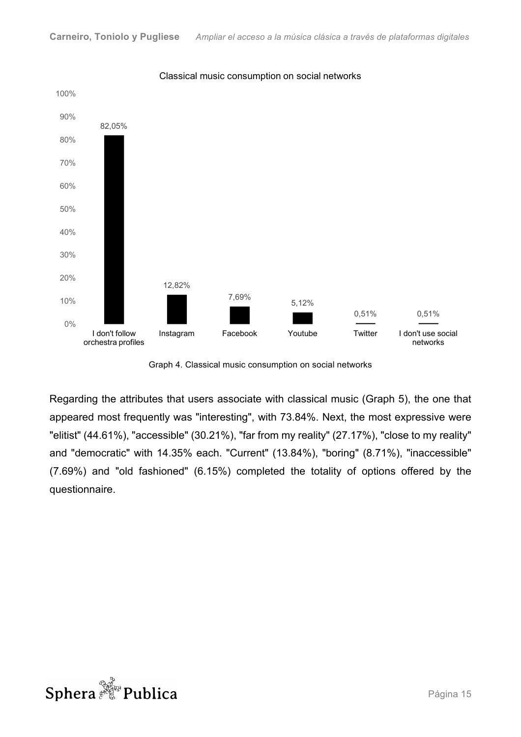Classical music consumption on social networks

| Category | Percentage |
|---|---|
| I don't follow orchestra profiles | 82,05% |
| Instagram | 12,82% |
| Facebook | 7,69% |
| Youtube | 5,12% |
| Twitter | 0,51% |
| I don't use social networks | 0,51% |

Graph 4. Classical music consumption on social networks

Regarding the attributes that users associate with classical music (Graph 5), the one that appeared most frequently was "interesting", with 73.84%. Next, the most expressive were "elitist" (44.61%), "accessible" (30.21%), "far from my reality" (27.17%), "close to my reality" and "democratic" with 14.35% each. "Current" (13.84%), "boring" (8.71%), "inaccessible" (7.69%) and "old fashioned" (6.15%) completed the totality of options offered by the questionnaire.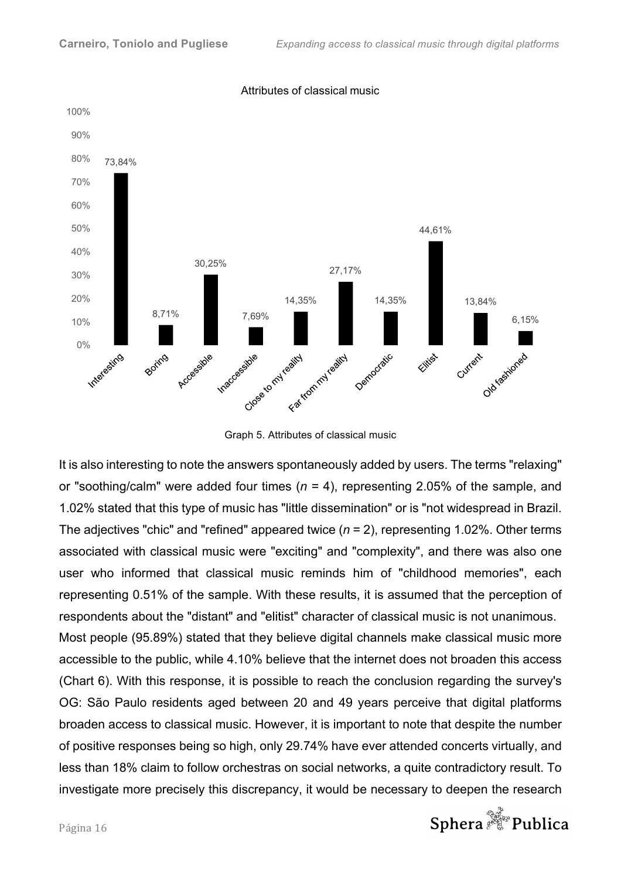Graph 5. Attributes of classical music

It is also interesting to note the answers spontaneously added by users. The terms "relaxing" or "soothing/calm" were added four times ($n$ = 4), representing 2.05% of the sample, and 1.02% stated that this type of music has "little dissemination" or is "not widespread in Brazil. The adjectives "chic" and "refined" appeared twice ($n$ = 2), representing 1.02%. Other terms associated with classical music were "exciting" and "complexity", and there was also one user who informed that classical music reminds him of "childhood memories", each representing 0.51% of the sample. With these results, it is assumed that the perception of respondents about the "distant" and "elitist" character of classical music is not unanimous.

Most people (95.89%) stated that they believe digital channels make classical music more accessible to the public, while 4.10% believe that the internet does not broaden this access (Chart 6). With this response, it is possible to reach the conclusion regarding the survey's OG: São Paulo residents aged between 20 and 49 years perceive that digital platforms broaden access to classical music. However, it is important to note that despite the number of positive responses being so high, only 29.74% have ever attended concerts virtually, and less than 18% claim to follow orchestras on social networks, a quite contradictory result. To investigate more precisely this discrepancy, it would be necessary to deepen the research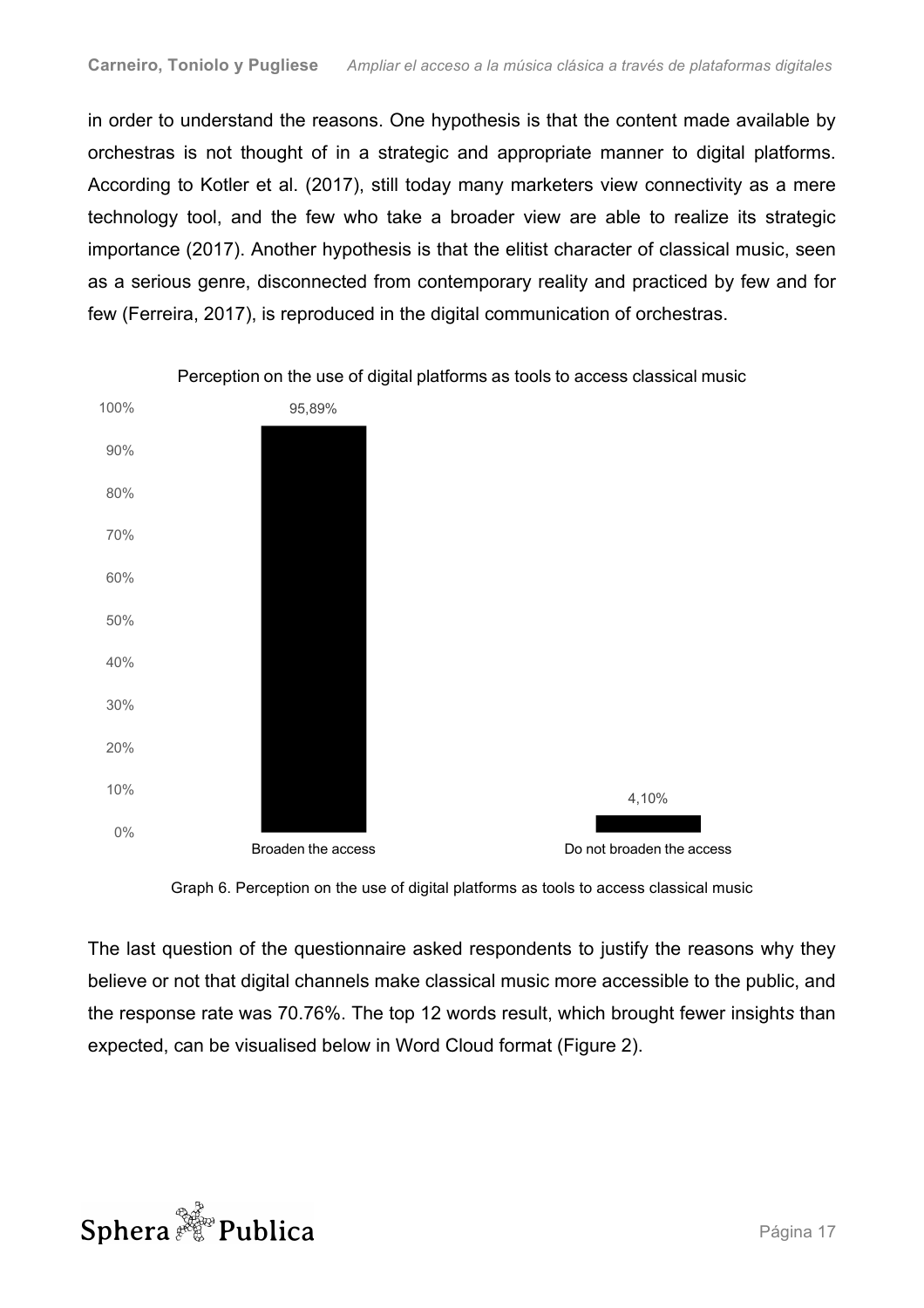in order to understand the reasons. One hypothesis is that the content made available by orchestras is not thought of in a strategic and appropriate manner to digital platforms. According to Kotler et al. (2017), still today many marketers view connectivity as a mere technology tool, and the few who take a broader view are able to realize its strategic importance (2017). Another hypothesis is that the elitist character of classical music, seen as a serious genre, disconnected from contemporary reality and practiced by few and for few (Ferreira, 2017), is reproduced in the digital communication of orchestras.

Perception on the use of digital platforms as tools to access classical music

| | Broaden the access | Do not broaden the access |
|---|---|---|
| % | 95,89% | 4,10% |

Graph 6. Perception on the use of digital platforms as tools to access classical music

The last question of the questionnaire asked respondents to justify the reasons why they believe or not that digital channels make classical music more accessible to the public, and the response rate was 70.76%. The top 12 words result, which brought fewer insights than expected, can be visualised below in Word Cloud format (Figure 2).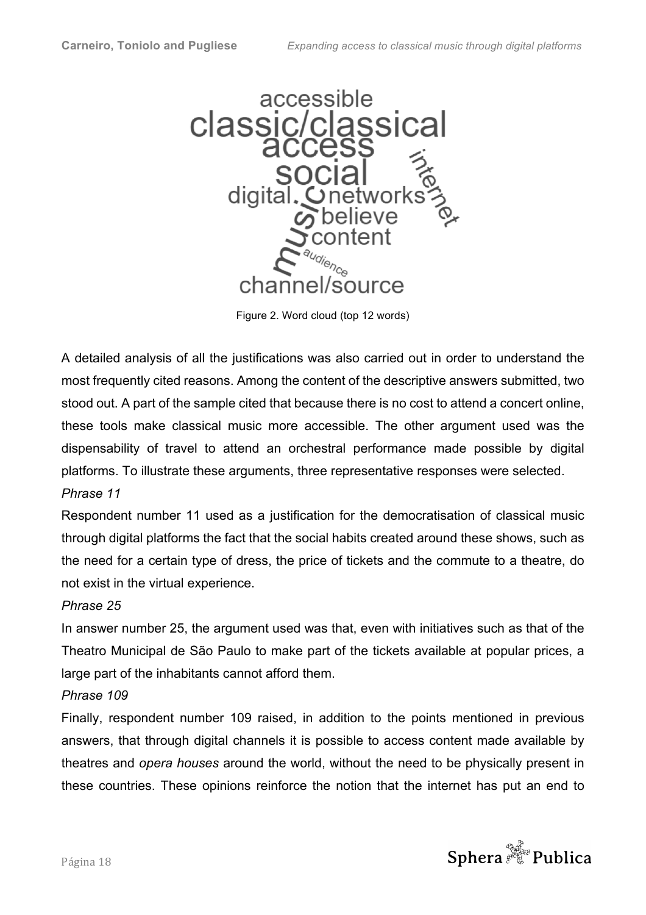Figure 2. Word cloud (top 12 words)

A detailed analysis of all the justifications was also carried out in order to understand the most frequently cited reasons. Among the content of the descriptive answers submitted, two stood out. A part of the sample cited that because there is no cost to attend a concert online, these tools make classical music more accessible. The other argument used was the dispensability of travel to attend an orchestral performance made possible by digital platforms. To illustrate these arguments, three representative responses were selected.

*Phrase 11*

Respondent number 11 used as a justification for the democratisation of classical music through digital platforms the fact that the social habits created around these shows, such as the need for a certain type of dress, the price of tickets and the commute to a theatre, do not exist in the virtual experience.

*Phrase 25*

In answer number 25, the argument used was that, even with initiatives such as that of the Theatro Municipal de São Paulo to make part of the tickets available at popular prices, a large part of the inhabitants cannot afford them.

*Phrase 109*

Finally, respondent number 109 raised, in addition to the points mentioned in previous answers, that through digital channels it is possible to access content made available by theatres and *opera houses* around the world, without the need to be physically present in these countries. These opinions reinforce the notion that the internet has put an end to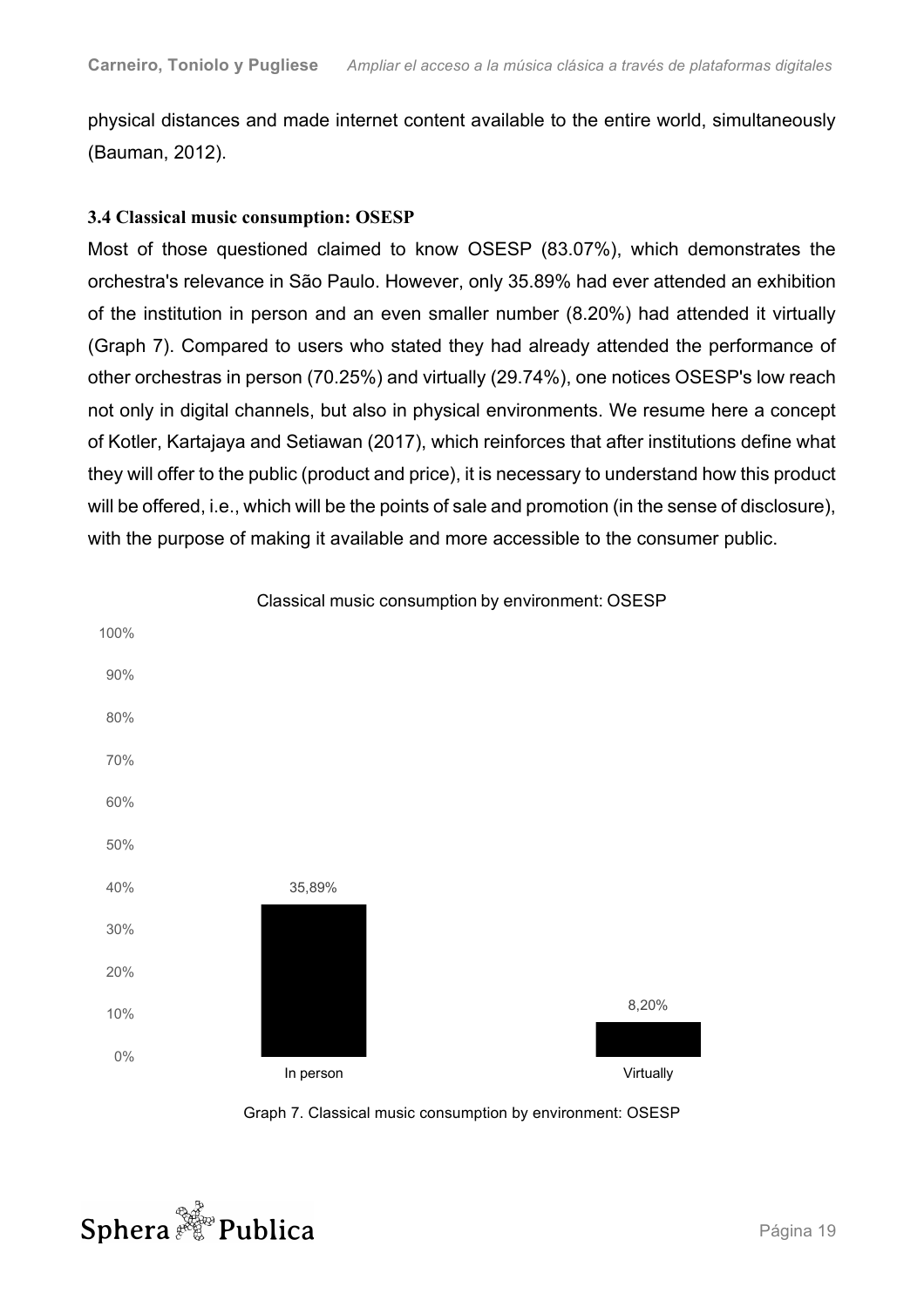physical distances and made internet content available to the entire world, simultaneously (Bauman, 2012).

### 3.4 Classical music consumption: OSESP

Most of those questioned claimed to know OSESP (83.07%), which demonstrates the orchestra's relevance in São Paulo. However, only 35.89% had ever attended an exhibition of the institution in person and an even smaller number (8.20%) had attended it virtually (Graph 7). Compared to users who stated they had already attended the performance of other orchestras in person (70.25%) and virtually (29.74%), one notices OSESP's low reach not only in digital channels, but also in physical environments. We resume here a concept of Kotler, Kartajaya and Setiawan (2017), which reinforces that after institutions define what they will offer to the public (product and price), it is necessary to understand how this product will be offered, i.e., which will be the points of sale and promotion (in the sense of disclosure), with the purpose of making it available and more accessible to the consumer public.

Classical music consumption by environment: OSESP

| Environment | % |
| --- | --- |
| In person | 35,89% |
| Virtually | 8,20% |

Graph 7. Classical music consumption by environment: OSESP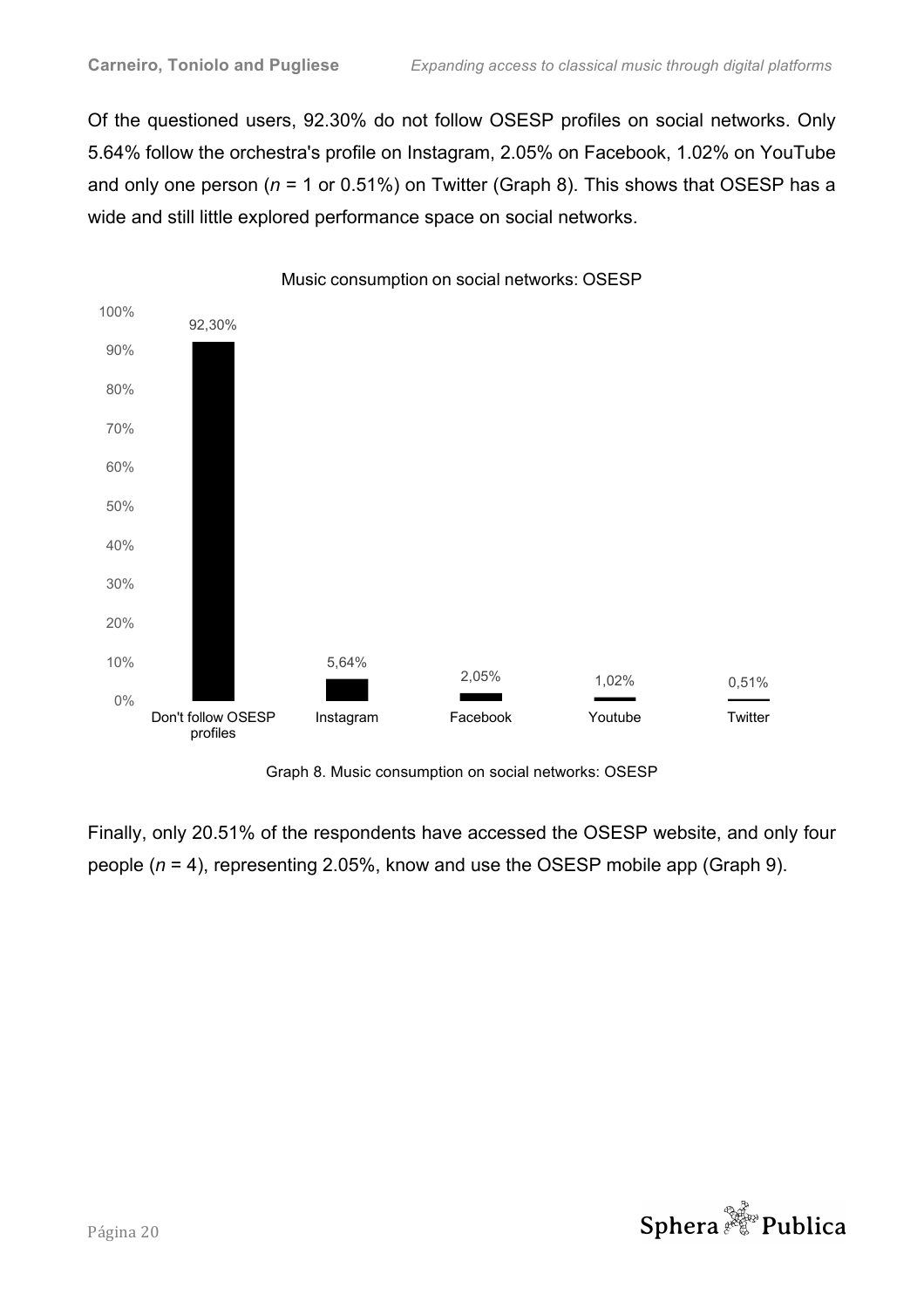Of the questioned users, 92.30% do not follow OSESP profiles on social networks. Only 5.64% follow the orchestra's profile on Instagram, 2.05% on Facebook, 1.02% on YouTube and only one person ($n$ = 1 or 0.51%) on Twitter (Graph 8). This shows that OSESP has a wide and still little explored performance space on social networks.

Music consumption on social networks: OSESP

| Category | Percentage |
|---|---|
| Don't follow OSESP profiles | 92,30% |
| Instagram | 5,64% |
| Facebook | 2,05% |
| Youtube | 1,02% |
| Twitter | 0,51% |

Graph 8. Music consumption on social networks: OSESP

Finally, only 20.51% of the respondents have accessed the OSESP website, and only four people ($n$ = 4), representing 2.05%, know and use the OSESP mobile app (Graph 9).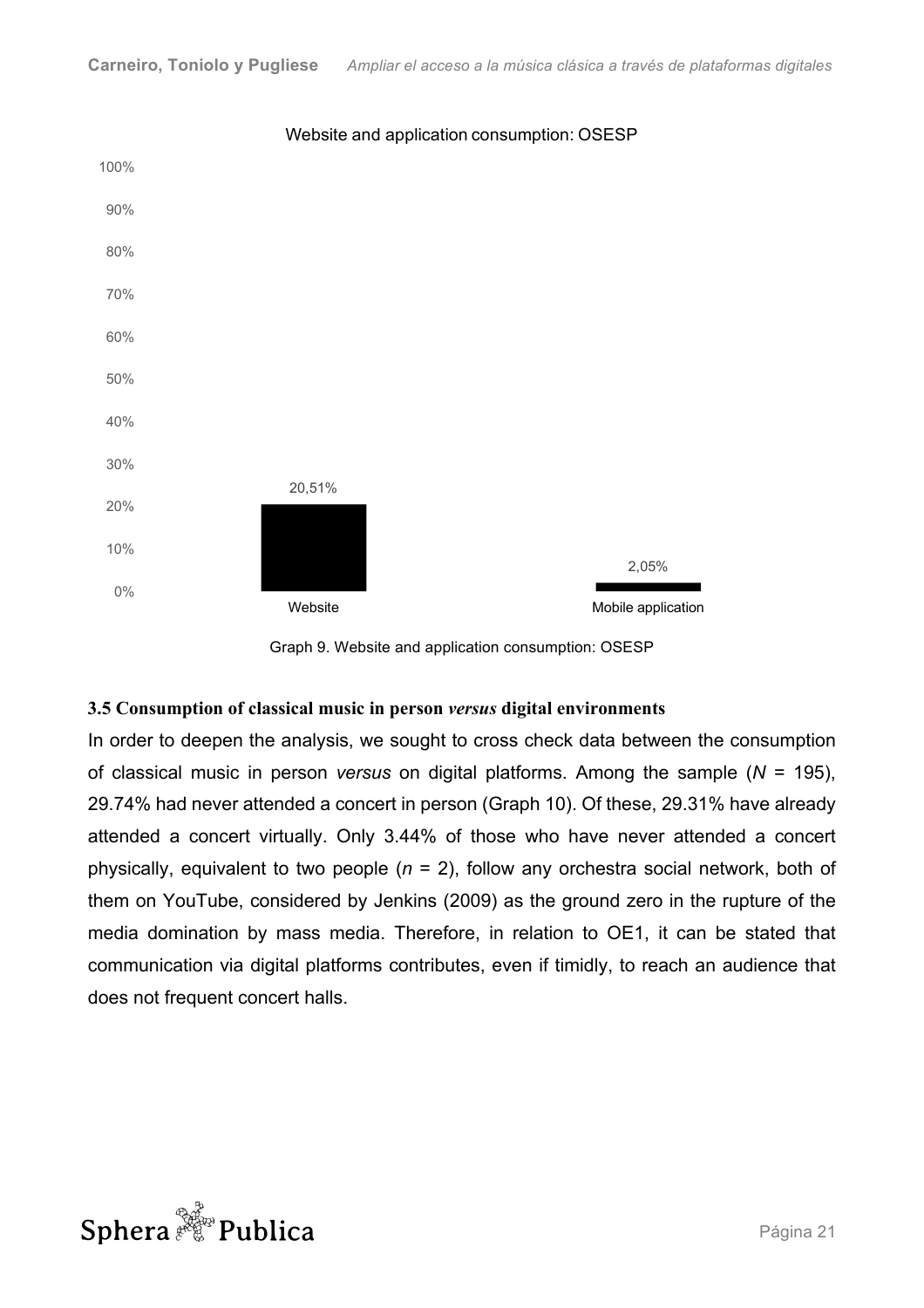Website and application consumption: OSESP

| | Website | Mobile application |
|---|---|---|
| % | 20,51% | 2,05% |

Graph 9. Website and application consumption: OSESP

### 3.5 Consumption of classical music in person *versus* digital environments

In order to deepen the analysis, we sought to cross check data between the consumption of classical music in person *versus* on digital platforms. Among the sample ($N$ = 195), 29.74% had never attended a concert in person (Graph 10). Of these, 29.31% have already attended a concert virtually. Only 3.44% of those who have never attended a concert physically, equivalent to two people ($n$ = 2), follow any orchestra social network, both of them on YouTube, considered by Jenkins (2009) as the ground zero in the rupture of the media domination by mass media. Therefore, in relation to OE1, it can be stated that communication via digital platforms contributes, even if timidly, to reach an audience that does not frequent concert halls.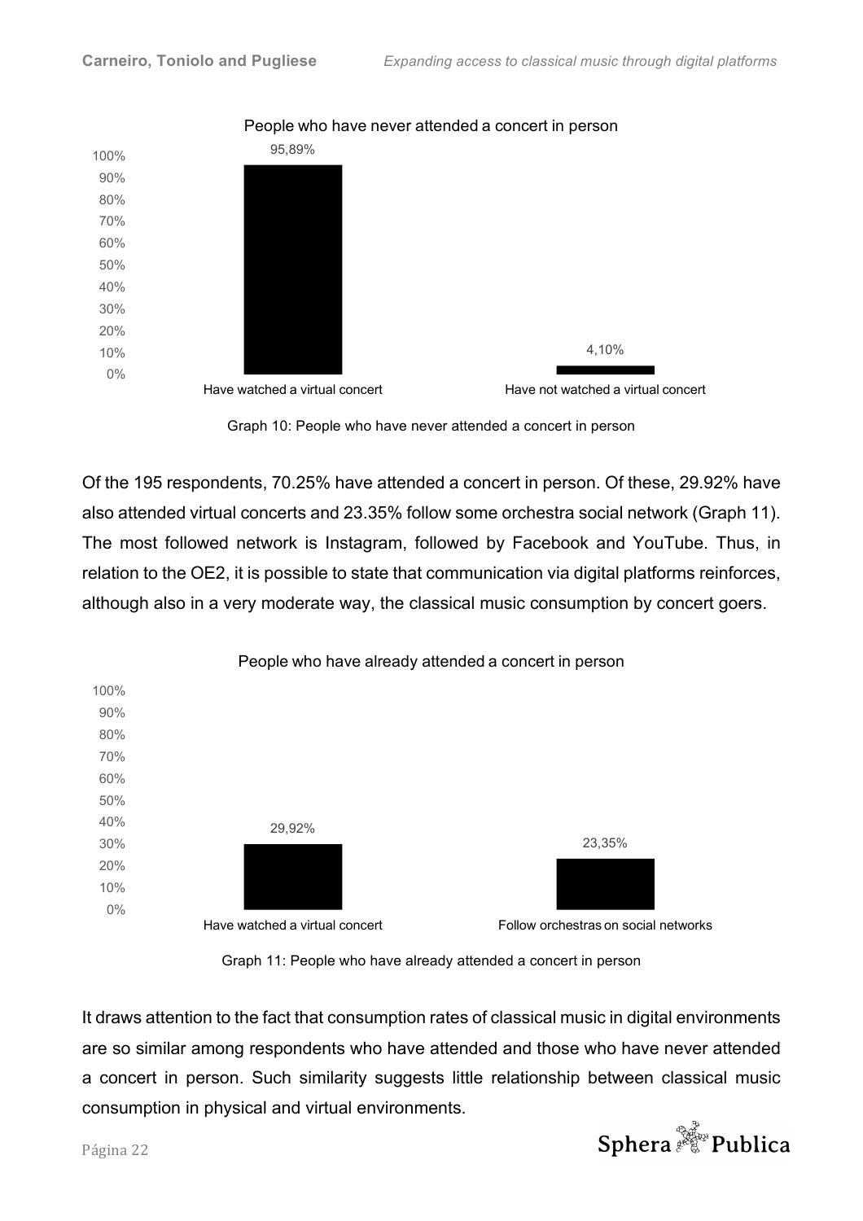Graph 10: People who have never attended a concert in person

Of the 195 respondents, 70.25% have attended a concert in person. Of these, 29.92% have also attended virtual concerts and 23.35% follow some orchestra social network (Graph 11). The most followed network is Instagram, followed by Facebook and YouTube. Thus, in relation to the OE2, it is possible to state that communication via digital platforms reinforces, although also in a very moderate way, the classical music consumption by concert goers.

Graph 11: People who have already attended a concert in person

It draws attention to the fact that consumption rates of classical music in digital environments are so similar among respondents who have attended and those who have never attended a concert in person. Such similarity suggests little relationship between classical music consumption in physical and virtual environments.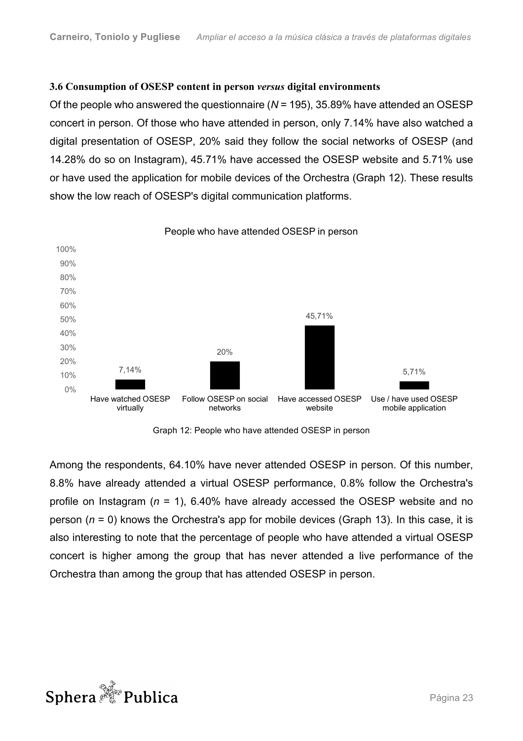### 3.6 Consumption of OSESP content in person *versus* digital environments

Of the people who answered the questionnaire (*N* = 195), 35.89% have attended an OSESP concert in person. Of those who have attended in person, only 7.14% have also watched a digital presentation of OSESP, 20% said they follow the social networks of OSESP (and 14.28% do so on Instagram), 45.71% have accessed the OSESP website and 5.71% use or have used the application for mobile devices of the Orchestra (Graph 12). These results show the low reach of OSESP's digital communication platforms.

People who have attended OSESP in person

| | Have watched OSESP virtually | Follow OSESP on social networks | Have accessed OSESP website | Use / have used OSESP mobile application |
|---|---|---|---|---|
| % | 7,14% | 20% | 45,71% | 5,71% |

Graph 12: People who have attended OSESP in person

Among the respondents, 64.10% have never attended OSESP in person. Of this number, 8.8% have already attended a virtual OSESP performance, 0.8% follow the Orchestra's profile on Instagram (*n* = 1), 6.40% have already accessed the OSESP website and no person (*n* = 0) knows the Orchestra's app for mobile devices (Graph 13). In this case, it is also interesting to note that the percentage of people who have attended a virtual OSESP concert is higher among the group that has never attended a live performance of the Orchestra than among the group that has attended OSESP in person.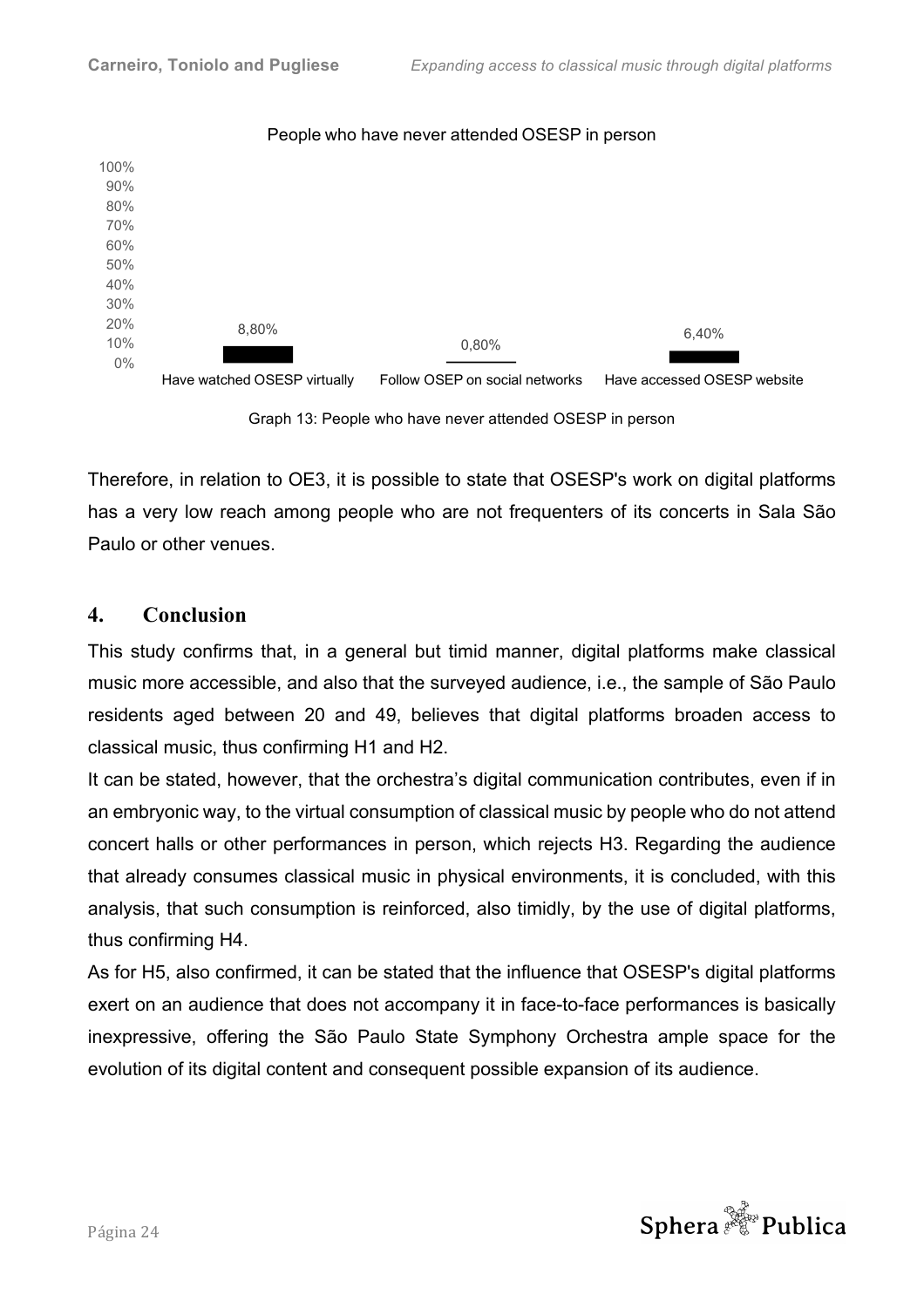People who have never attended OSESP in person

| | Have watched OSESP virtually | Follow OSEP on social networks | Have accessed OSESP website |
|---|---|---|---|
| % | 8,80% | 0,80% | 6,40% |

Graph 13: People who have never attended OSESP in person

Therefore, in relation to OE3, it is possible to state that OSESP's work on digital platforms has a very low reach among people who are not frequenters of its concerts in Sala São Paulo or other venues.

## 4. Conclusion

This study confirms that, in a general but timid manner, digital platforms make classical music more accessible, and also that the surveyed audience, i.e., the sample of São Paulo residents aged between 20 and 49, believes that digital platforms broaden access to classical music, thus confirming H1 and H2.

It can be stated, however, that the orchestra's digital communication contributes, even if in an embryonic way, to the virtual consumption of classical music by people who do not attend concert halls or other performances in person, which rejects H3. Regarding the audience that already consumes classical music in physical environments, it is concluded, with this analysis, that such consumption is reinforced, also timidly, by the use of digital platforms, thus confirming H4.

As for H5, also confirmed, it can be stated that the influence that OSESP's digital platforms exert on an audience that does not accompany it in face-to-face performances is basically inexpressive, offering the São Paulo State Symphony Orchestra ample space for the evolution of its digital content and consequent possible expansion of its audience.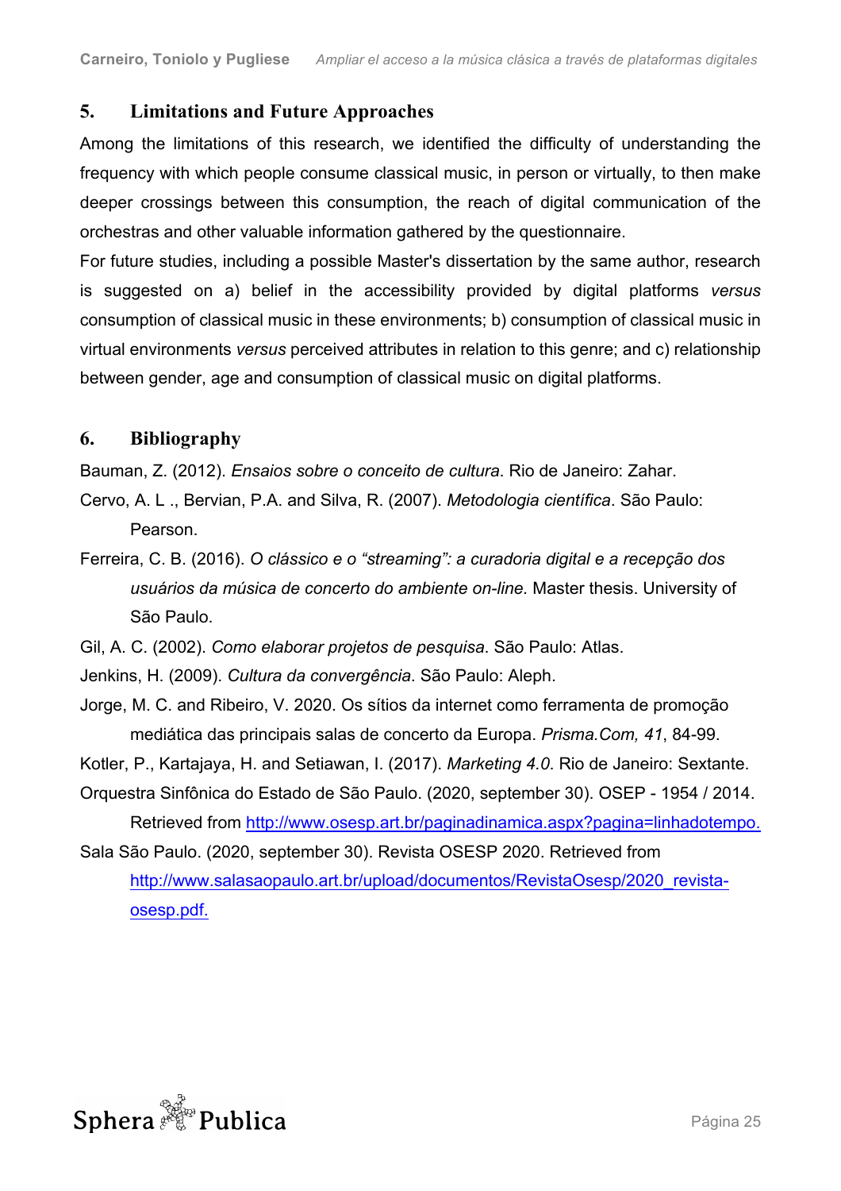## 5. Limitations and Future Approaches

Among the limitations of this research, we identified the difficulty of understanding the frequency with which people consume classical music, in person or virtually, to then make deeper crossings between this consumption, the reach of digital communication of the orchestras and other valuable information gathered by the questionnaire.

For future studies, including a possible Master's dissertation by the same author, research is suggested on a) belief in the accessibility provided by digital platforms *versus* consumption of classical music in these environments; b) consumption of classical music in virtual environments *versus* perceived attributes in relation to this genre; and c) relationship between gender, age and consumption of classical music on digital platforms.

## 6. Bibliography

Bauman, Z. (2012). *Ensaios sobre o conceito de cultura*. Rio de Janeiro: Zahar.

Cervo, A. L ., Bervian, P.A. and Silva, R. (2007). *Metodologia científica*. São Paulo: Pearson.

Ferreira, C. B. (2016). *O clássico e o "streaming": a curadoria digital e a recepção dos usuários da música de concerto do ambiente on-line.* Master thesis. University of São Paulo.

Gil, A. C. (2002). *Como elaborar projetos de pesquisa*. São Paulo: Atlas.

Jenkins, H. (2009). *Cultura da convergência*. São Paulo: Aleph.

Jorge, M. C. and Ribeiro, V. 2020. Os sítios da internet como ferramenta de promoção mediática das principais salas de concerto da Europa. *Prisma.Com, 41*, 84-99.

Kotler, P., Kartajaya, H. and Setiawan, I. (2017). *Marketing 4.0*. Rio de Janeiro: Sextante.

Orquestra Sinfônica do Estado de São Paulo. (2020, september 30). OSEP - 1954 / 2014. Retrieved from http://www.osesp.art.br/paginadinamica.aspx?pagina=linhadotempo.

Sala São Paulo. (2020, september 30). Revista OSESP 2020. Retrieved from http://www.salasaopaulo.art.br/upload/documentos/RevistaOsesp/2020_revista-osesp.pdf.